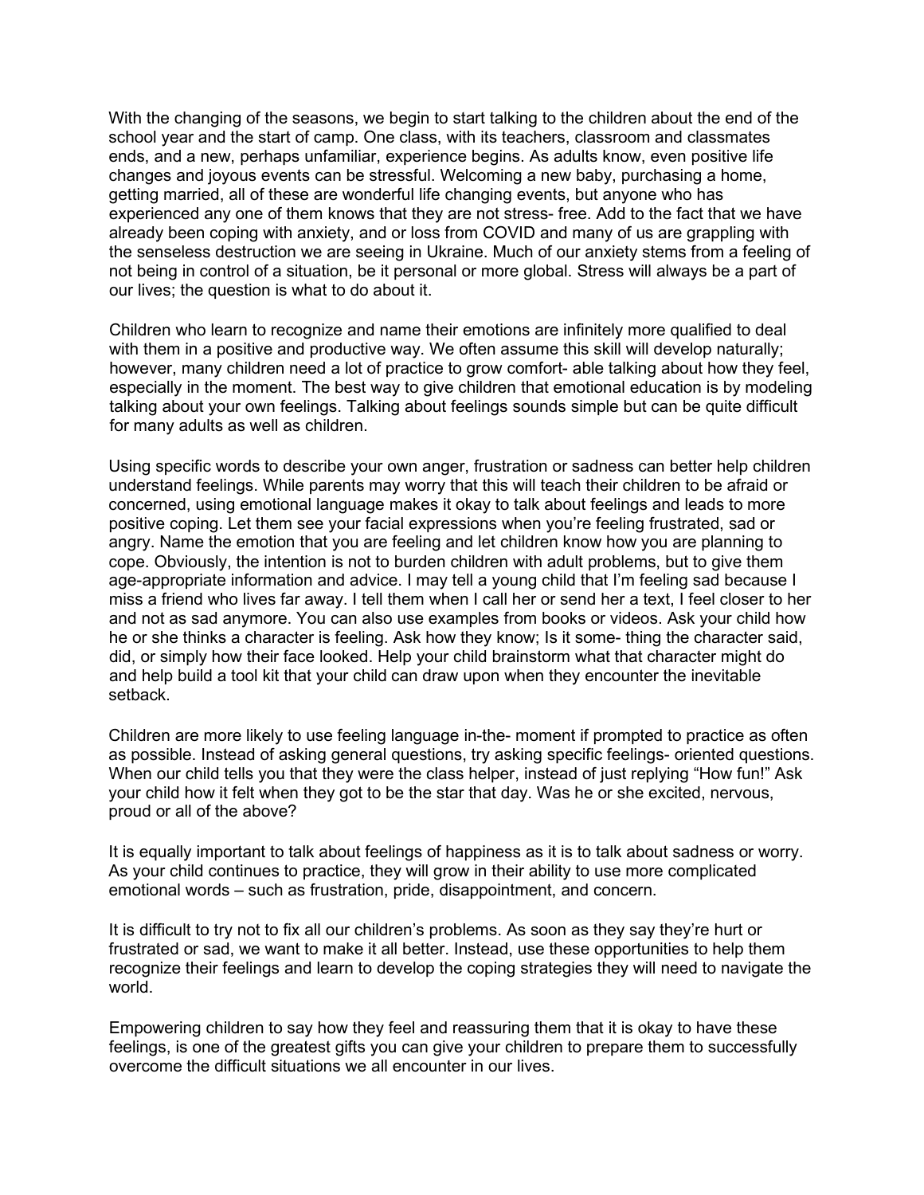With the changing of the seasons, we begin to start talking to the children about the end of the school year and the start of camp. One class, with its teachers, classroom and classmates ends, and a new, perhaps unfamiliar, experience begins. As adults know, even positive life changes and joyous events can be stressful. Welcoming a new baby, purchasing a home, getting married, all of these are wonderful life changing events, but anyone who has experienced any one of them knows that they are not stress- free. Add to the fact that we have already been coping with anxiety, and or loss from COVID and many of us are grappling with the senseless destruction we are seeing in Ukraine. Much of our anxiety stems from a feeling of not being in control of a situation, be it personal or more global. Stress will always be a part of our lives; the question is what to do about it.

Children who learn to recognize and name their emotions are infinitely more qualified to deal with them in a positive and productive way. We often assume this skill will develop naturally; however, many children need a lot of practice to grow comfort- able talking about how they feel, especially in the moment. The best way to give children that emotional education is by modeling talking about your own feelings. Talking about feelings sounds simple but can be quite difficult for many adults as well as children.

Using specific words to describe your own anger, frustration or sadness can better help children understand feelings. While parents may worry that this will teach their children to be afraid or concerned, using emotional language makes it okay to talk about feelings and leads to more positive coping. Let them see your facial expressions when you're feeling frustrated, sad or angry. Name the emotion that you are feeling and let children know how you are planning to cope. Obviously, the intention is not to burden children with adult problems, but to give them age-appropriate information and advice. I may tell a young child that I'm feeling sad because I miss a friend who lives far away. I tell them when I call her or send her a text, I feel closer to her and not as sad anymore. You can also use examples from books or videos. Ask your child how he or she thinks a character is feeling. Ask how they know; Is it some- thing the character said, did, or simply how their face looked. Help your child brainstorm what that character might do and help build a tool kit that your child can draw upon when they encounter the inevitable setback.

Children are more likely to use feeling language in-the- moment if prompted to practice as often as possible. Instead of asking general questions, try asking specific feelings- oriented questions. When our child tells you that they were the class helper, instead of just replying "How fun!" Ask your child how it felt when they got to be the star that day. Was he or she excited, nervous, proud or all of the above?

It is equally important to talk about feelings of happiness as it is to talk about sadness or worry. As your child continues to practice, they will grow in their ability to use more complicated emotional words – such as frustration, pride, disappointment, and concern.

It is difficult to try not to fix all our children's problems. As soon as they say they're hurt or frustrated or sad, we want to make it all better. Instead, use these opportunities to help them recognize their feelings and learn to develop the coping strategies they will need to navigate the world.

Empowering children to say how they feel and reassuring them that it is okay to have these feelings, is one of the greatest gifts you can give your children to prepare them to successfully overcome the difficult situations we all encounter in our lives.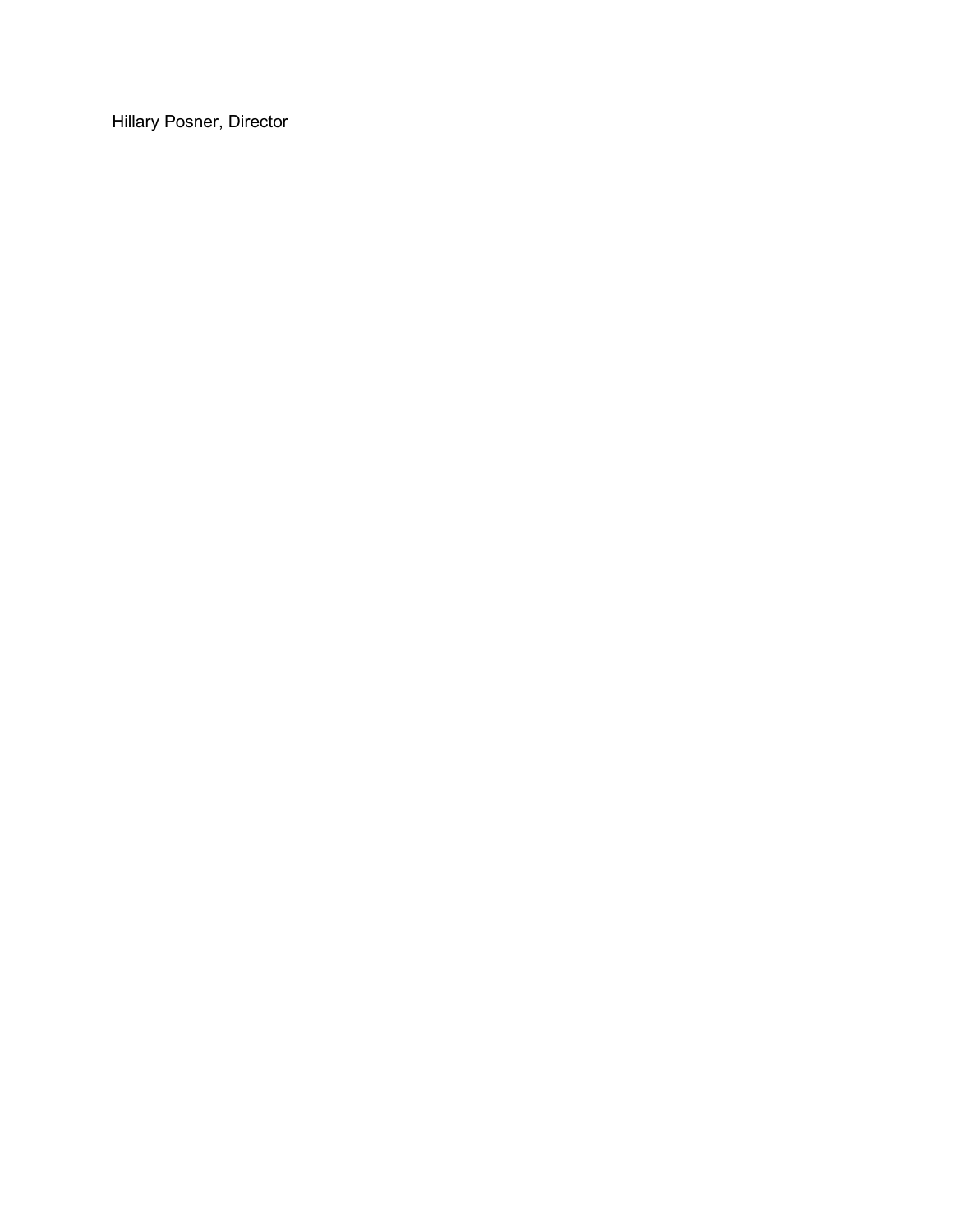Hillary Posner, Director